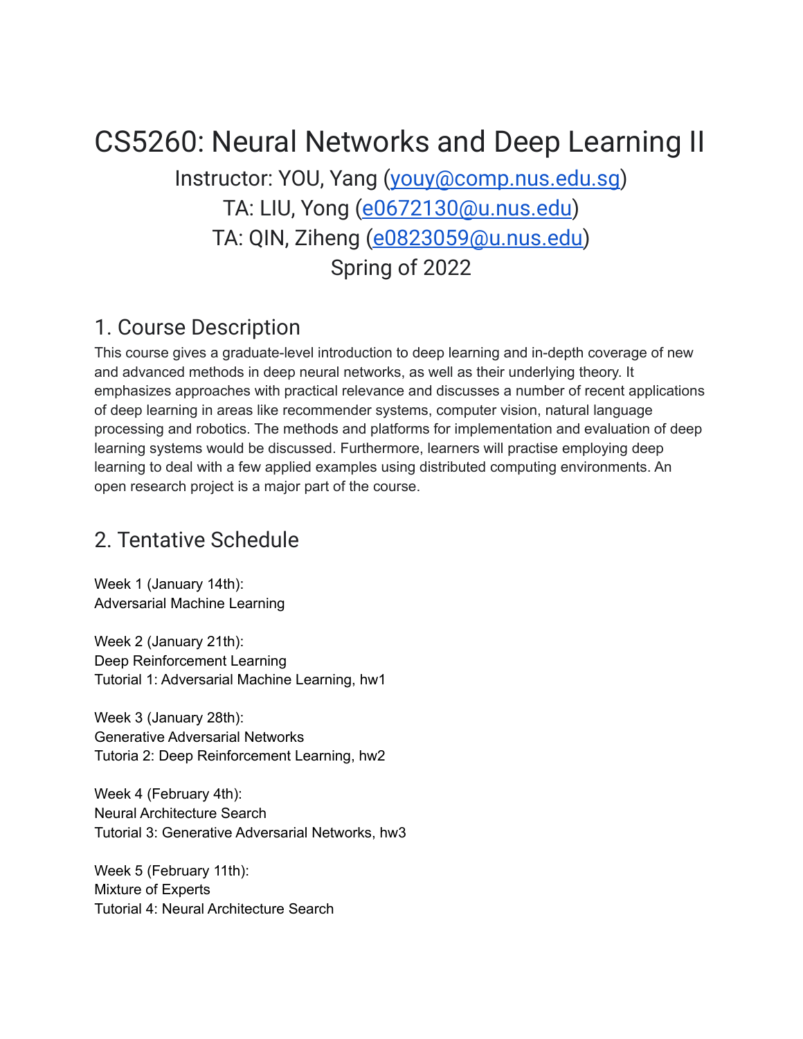# CS5260: Neural Networks and Deep Learning II

Instructor: YOU, Yang (youy@comp.nus.edu.sg)
TA: LIU, Yong (e0672130@u.nus.edu)
TA: QIN, Ziheng (e0823059@u.nus.edu)
Spring of 2022

## 1. Course Description

This course gives a graduate-level introduction to deep learning and in-depth coverage of new and advanced methods in deep neural networks, as well as their underlying theory. It emphasizes approaches with practical relevance and discusses a number of recent applications of deep learning in areas like recommender systems, computer vision, natural language processing and robotics. The methods and platforms for implementation and evaluation of deep learning systems would be discussed. Furthermore, learners will practise employing deep learning to deal with a few applied examples using distributed computing environments. An open research project is a major part of the course.

## 2. Tentative Schedule

Week 1 (January 14th):
Adversarial Machine Learning

Week 2 (January 21th):
Deep Reinforcement Learning
Tutorial 1: Adversarial Machine Learning, hw1

Week 3 (January 28th):
Generative Adversarial Networks
Tutoria 2: Deep Reinforcement Learning, hw2

Week 4 (February 4th):
Neural Architecture Search
Tutorial 3: Generative Adversarial Networks, hw3

Week 5 (February 11th):
Mixture of Experts
Tutorial 4: Neural Architecture Search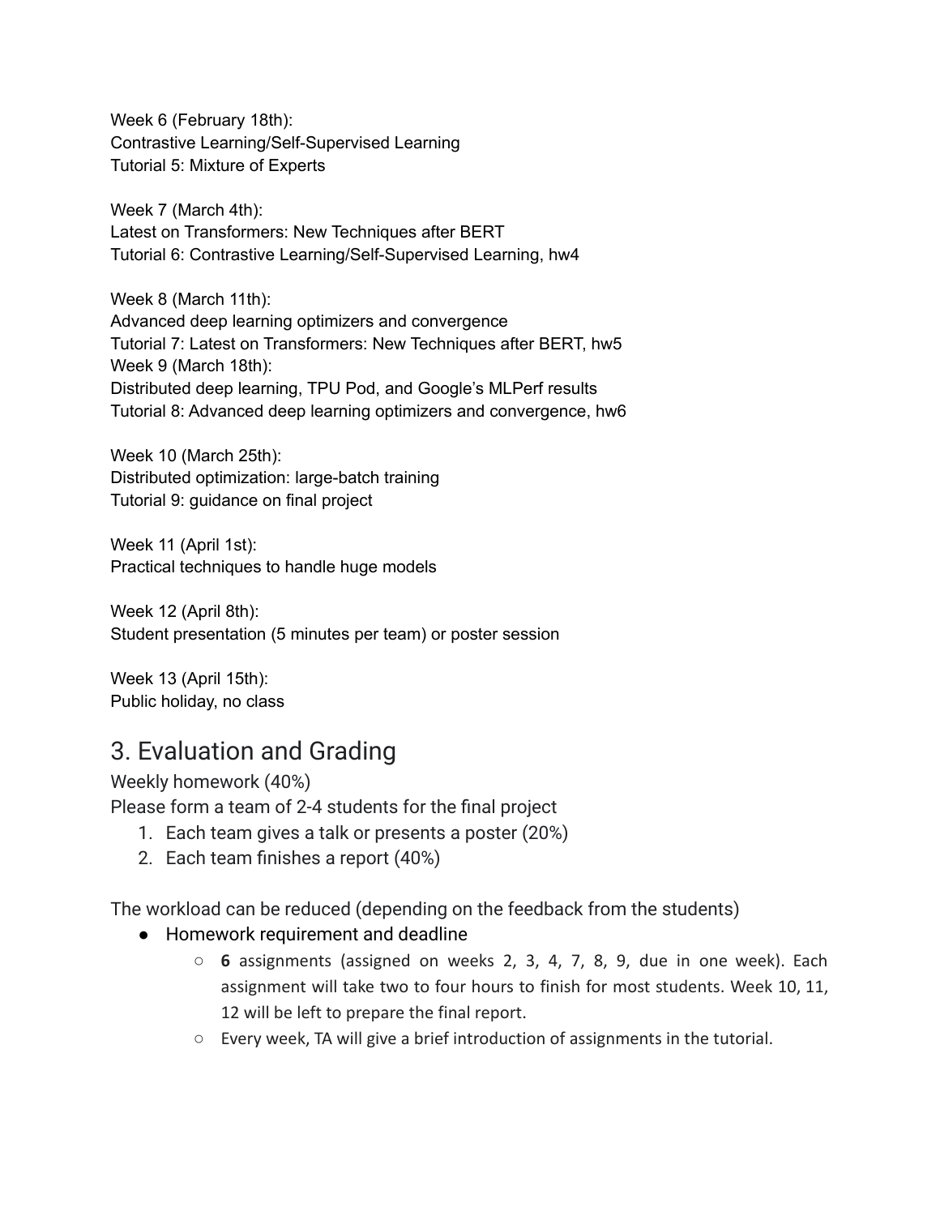Week 6 (February 18th):
Contrastive Learning/Self-Supervised Learning
Tutorial 5: Mixture of Experts

Week 7 (March 4th):
Latest on Transformers: New Techniques after BERT
Tutorial 6: Contrastive Learning/Self-Supervised Learning, hw4

Week 8 (March 11th):
Advanced deep learning optimizers and convergence
Tutorial 7: Latest on Transformers: New Techniques after BERT, hw5
Week 9 (March 18th):
Distributed deep learning, TPU Pod, and Google's MLPerf results
Tutorial 8: Advanced deep learning optimizers and convergence, hw6

Week 10 (March 25th):
Distributed optimization: large-batch training
Tutorial 9: guidance on final project

Week 11 (April 1st):
Practical techniques to handle huge models

Week 12 (April 8th):
Student presentation (5 minutes per team) or poster session

Week 13 (April 15th):
Public holiday, no class

## 3. Evaluation and Grading

Weekly homework (40%)
Please form a team of 2-4 students for the final project

1. Each team gives a talk or presents a poster (20%)
2. Each team finishes a report (40%)

The workload can be reduced (depending on the feedback from the students)

- Homework requirement and deadline
  - **6** assignments (assigned on weeks 2, 3, 4, 7, 8, 9, due in one week). Each assignment will take two to four hours to finish for most students. Week 10, 11, 12 will be left to prepare the final report.
  - Every week, TA will give a brief introduction of assignments in the tutorial.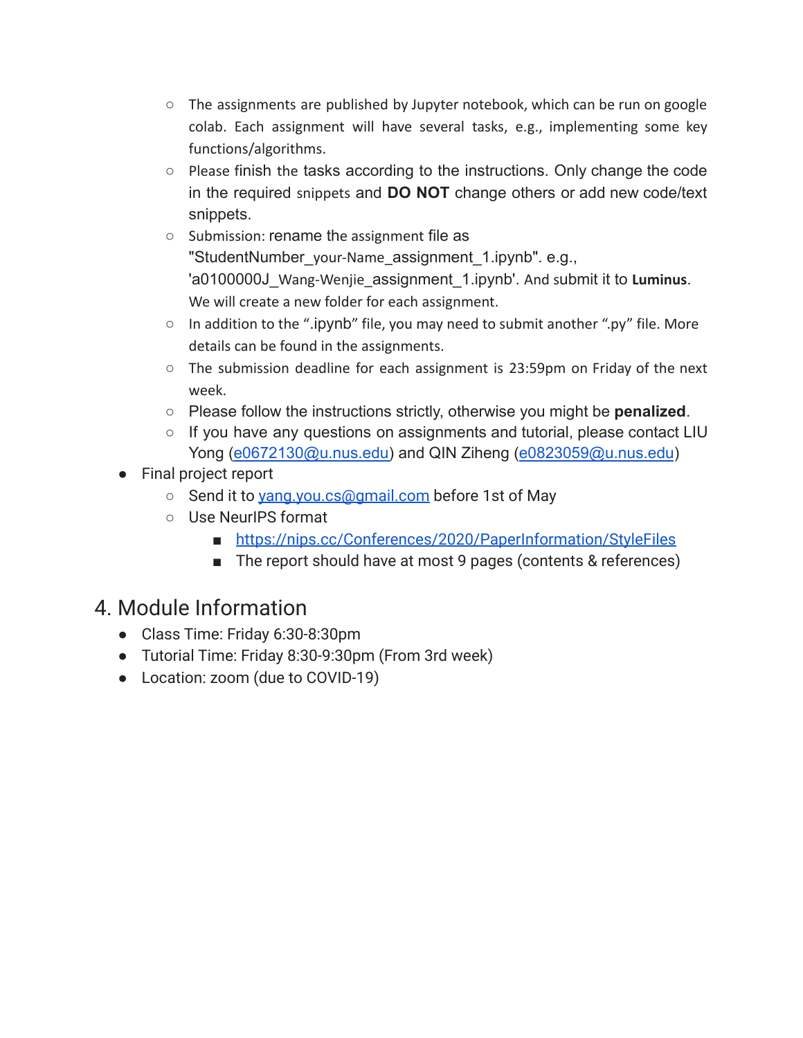- The assignments are published by Jupyter notebook, which can be run on google colab. Each assignment will have several tasks, e.g., implementing some key functions/algorithms.
    - Please finish the tasks according to the instructions. Only change the code in the required snippets and **DO NOT** change others or add new code/text snippets.
    - Submission: rename the assignment file as "StudentNumber_your-Name_assignment_1.ipynb". e.g., 'a0100000J_Wang-Wenjie_assignment_1.ipynb'. And submit it to **Luminus**. We will create a new folder for each assignment.
    - In addition to the ".ipynb" file, you may need to submit another ".py" file. More details can be found in the assignments.
    - The submission deadline for each assignment is 23:59pm on Friday of the next week.
    - Please follow the instructions strictly, otherwise you might be **penalized**.
    - If you have any questions on assignments and tutorial, please contact LIU Yong (e0672130@u.nus.edu) and QIN Ziheng (e0823059@u.nus.edu)
- Final project report
    - Send it to yang.you.cs@gmail.com before 1st of May
    - Use NeurIPS format
        - https://nips.cc/Conferences/2020/PaperInformation/StyleFiles
        - The report should have at most 9 pages (contents & references)

## 4. Module Information

- Class Time: Friday 6:30-8:30pm
- Tutorial Time: Friday 8:30-9:30pm (From 3rd week)
- Location: zoom (due to COVID-19)